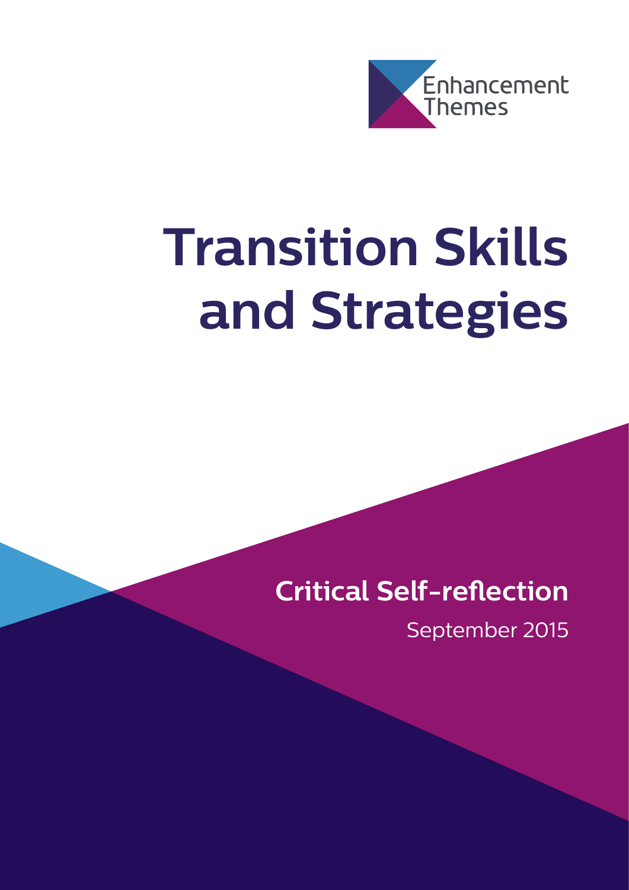Enhancement Themes

# Transition Skills and Strategies

## Critical Self-reflection

September 2015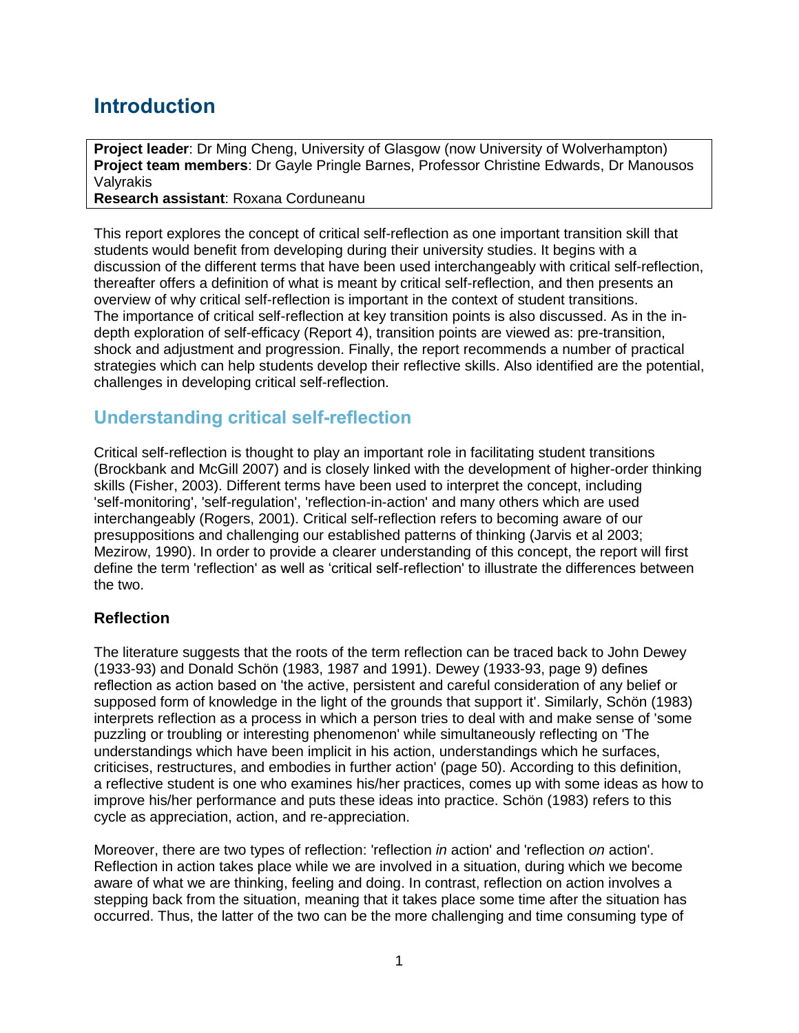# Introduction

**Project leader**: Dr Ming Cheng, University of Glasgow (now University of Wolverhampton)
**Project team members**: Dr Gayle Pringle Barnes, Professor Christine Edwards, Dr Manousos Valyrakis
**Research assistant**: Roxana Corduneanu

This report explores the concept of critical self-reflection as one important transition skill that students would benefit from developing during their university studies. It begins with a discussion of the different terms that have been used interchangeably with critical self-reflection, thereafter offers a definition of what is meant by critical self-reflection, and then presents an overview of why critical self-reflection is important in the context of student transitions. The importance of critical self-reflection at key transition points is also discussed. As in the in-depth exploration of self-efficacy (Report 4), transition points are viewed as: pre-transition, shock and adjustment and progression. Finally, the report recommends a number of practical strategies which can help students develop their reflective skills. Also identified are the potential, challenges in developing critical self-reflection.

## Understanding critical self-reflection

Critical self-reflection is thought to play an important role in facilitating student transitions (Brockbank and McGill 2007) and is closely linked with the development of higher-order thinking skills (Fisher, 2003). Different terms have been used to interpret the concept, including 'self-monitoring', 'self-regulation', 'reflection-in-action' and many others which are used interchangeably (Rogers, 2001). Critical self-reflection refers to becoming aware of our presuppositions and challenging our established patterns of thinking (Jarvis et al 2003; Mezirow, 1990). In order to provide a clearer understanding of this concept, the report will first define the term 'reflection' as well as 'critical self-reflection' to illustrate the differences between the two.

### Reflection

The literature suggests that the roots of the term reflection can be traced back to John Dewey (1933-93) and Donald Schön (1983, 1987 and 1991). Dewey (1933-93, page 9) defines reflection as action based on 'the active, persistent and careful consideration of any belief or supposed form of knowledge in the light of the grounds that support it'. Similarly, Schön (1983) interprets reflection as a process in which a person tries to deal with and make sense of 'some puzzling or troubling or interesting phenomenon' while simultaneously reflecting on 'The understandings which have been implicit in his action, understandings which he surfaces, criticises, restructures, and embodies in further action' (page 50). According to this definition, a reflective student is one who examines his/her practices, comes up with some ideas as how to improve his/her performance and puts these ideas into practice. Schön (1983) refers to this cycle as appreciation, action, and re-appreciation.

Moreover, there are two types of reflection: 'reflection *in* action' and 'reflection *on* action'. Reflection in action takes place while we are involved in a situation, during which we become aware of what we are thinking, feeling and doing. In contrast, reflection on action involves a stepping back from the situation, meaning that it takes place some time after the situation has occurred. Thus, the latter of the two can be the more challenging and time consuming type of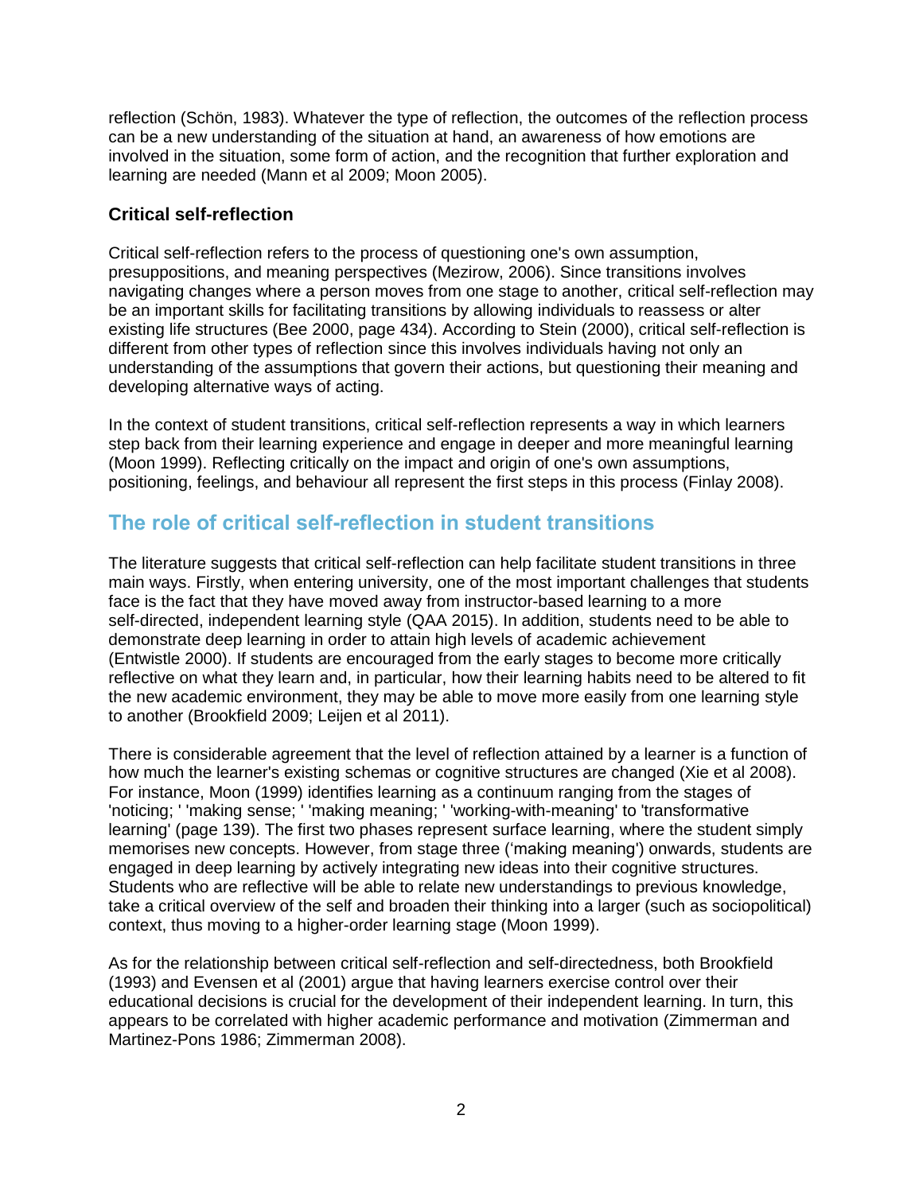reflection (Schön, 1983). Whatever the type of reflection, the outcomes of the reflection process can be a new understanding of the situation at hand, an awareness of how emotions are involved in the situation, some form of action, and the recognition that further exploration and learning are needed (Mann et al 2009; Moon 2005).

### Critical self-reflection

Critical self-reflection refers to the process of questioning one's own assumption, presuppositions, and meaning perspectives (Mezirow, 2006). Since transitions involves navigating changes where a person moves from one stage to another, critical self-reflection may be an important skills for facilitating transitions by allowing individuals to reassess or alter existing life structures (Bee 2000, page 434). According to Stein (2000), critical self-reflection is different from other types of reflection since this involves individuals having not only an understanding of the assumptions that govern their actions, but questioning their meaning and developing alternative ways of acting.

In the context of student transitions, critical self-reflection represents a way in which learners step back from their learning experience and engage in deeper and more meaningful learning (Moon 1999). Reflecting critically on the impact and origin of one's own assumptions, positioning, feelings, and behaviour all represent the first steps in this process (Finlay 2008).

## The role of critical self-reflection in student transitions

The literature suggests that critical self-reflection can help facilitate student transitions in three main ways. Firstly, when entering university, one of the most important challenges that students face is the fact that they have moved away from instructor-based learning to a more self-directed, independent learning style (QAA 2015). In addition, students need to be able to demonstrate deep learning in order to attain high levels of academic achievement (Entwistle 2000). If students are encouraged from the early stages to become more critically reflective on what they learn and, in particular, how their learning habits need to be altered to fit the new academic environment, they may be able to move more easily from one learning style to another (Brookfield 2009; Leijen et al 2011).

There is considerable agreement that the level of reflection attained by a learner is a function of how much the learner's existing schemas or cognitive structures are changed (Xie et al 2008). For instance, Moon (1999) identifies learning as a continuum ranging from the stages of 'noticing; ' 'making sense; ' 'making meaning; ' 'working-with-meaning' to 'transformative learning' (page 139). The first two phases represent surface learning, where the student simply memorises new concepts. However, from stage three ('making meaning') onwards, students are engaged in deep learning by actively integrating new ideas into their cognitive structures. Students who are reflective will be able to relate new understandings to previous knowledge, take a critical overview of the self and broaden their thinking into a larger (such as sociopolitical) context, thus moving to a higher-order learning stage (Moon 1999).

As for the relationship between critical self-reflection and self-directedness, both Brookfield (1993) and Evensen et al (2001) argue that having learners exercise control over their educational decisions is crucial for the development of their independent learning. In turn, this appears to be correlated with higher academic performance and motivation (Zimmerman and Martinez-Pons 1986; Zimmerman 2008).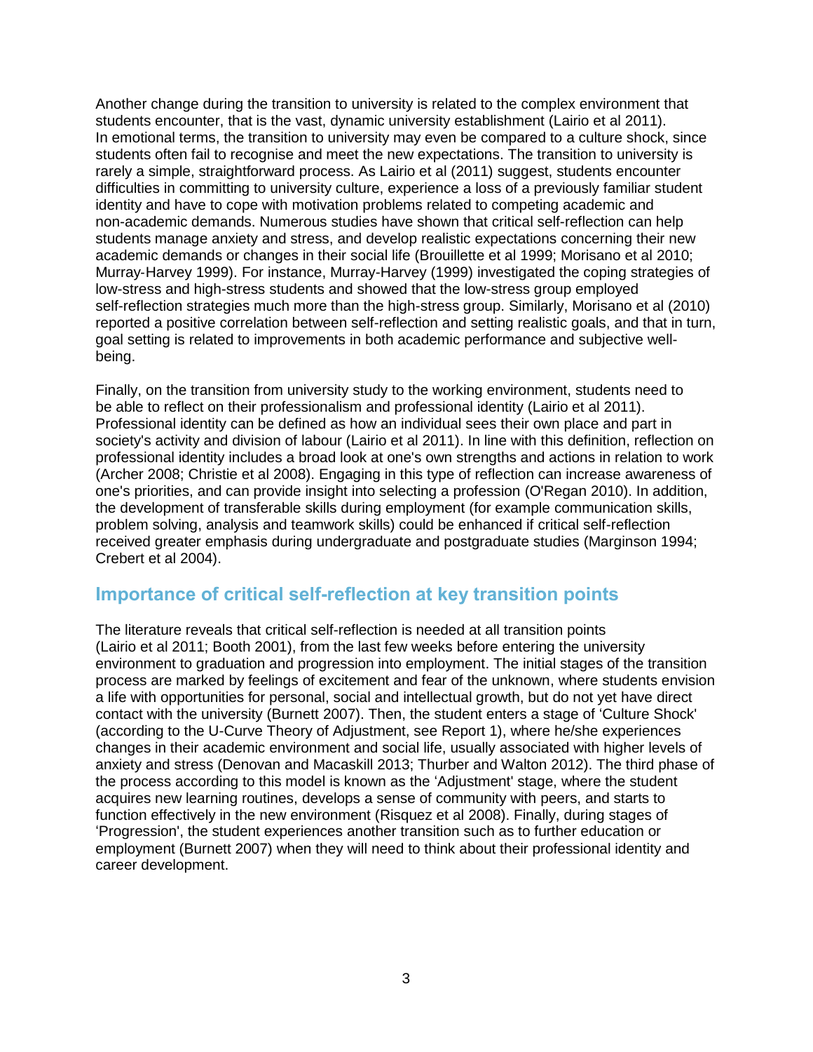Another change during the transition to university is related to the complex environment that students encounter, that is the vast, dynamic university establishment (Lairio et al 2011). In emotional terms, the transition to university may even be compared to a culture shock, since students often fail to recognise and meet the new expectations. The transition to university is rarely a simple, straightforward process. As Lairio et al (2011) suggest, students encounter difficulties in committing to university culture, experience a loss of a previously familiar student identity and have to cope with motivation problems related to competing academic and non-academic demands. Numerous studies have shown that critical self-reflection can help students manage anxiety and stress, and develop realistic expectations concerning their new academic demands or changes in their social life (Brouillette et al 1999; Morisano et al 2010; Murray-Harvey 1999). For instance, Murray-Harvey (1999) investigated the coping strategies of low-stress and high-stress students and showed that the low-stress group employed self-reflection strategies much more than the high-stress group. Similarly, Morisano et al (2010) reported a positive correlation between self-reflection and setting realistic goals, and that in turn, goal setting is related to improvements in both academic performance and subjective well-being.

Finally, on the transition from university study to the working environment, students need to be able to reflect on their professionalism and professional identity (Lairio et al 2011). Professional identity can be defined as how an individual sees their own place and part in society's activity and division of labour (Lairio et al 2011). In line with this definition, reflection on professional identity includes a broad look at one's own strengths and actions in relation to work (Archer 2008; Christie et al 2008). Engaging in this type of reflection can increase awareness of one's priorities, and can provide insight into selecting a profession (O'Regan 2010). In addition, the development of transferable skills during employment (for example communication skills, problem solving, analysis and teamwork skills) could be enhanced if critical self-reflection received greater emphasis during undergraduate and postgraduate studies (Marginson 1994; Crebert et al 2004).

## Importance of critical self-reflection at key transition points

The literature reveals that critical self-reflection is needed at all transition points (Lairio et al 2011; Booth 2001), from the last few weeks before entering the university environment to graduation and progression into employment. The initial stages of the transition process are marked by feelings of excitement and fear of the unknown, where students envision a life with opportunities for personal, social and intellectual growth, but do not yet have direct contact with the university (Burnett 2007). Then, the student enters a stage of 'Culture Shock' (according to the U-Curve Theory of Adjustment, see Report 1), where he/she experiences changes in their academic environment and social life, usually associated with higher levels of anxiety and stress (Denovan and Macaskill 2013; Thurber and Walton 2012). The third phase of the process according to this model is known as the 'Adjustment' stage, where the student acquires new learning routines, develops a sense of community with peers, and starts to function effectively in the new environment (Risquez et al 2008). Finally, during stages of 'Progression', the student experiences another transition such as to further education or employment (Burnett 2007) when they will need to think about their professional identity and career development.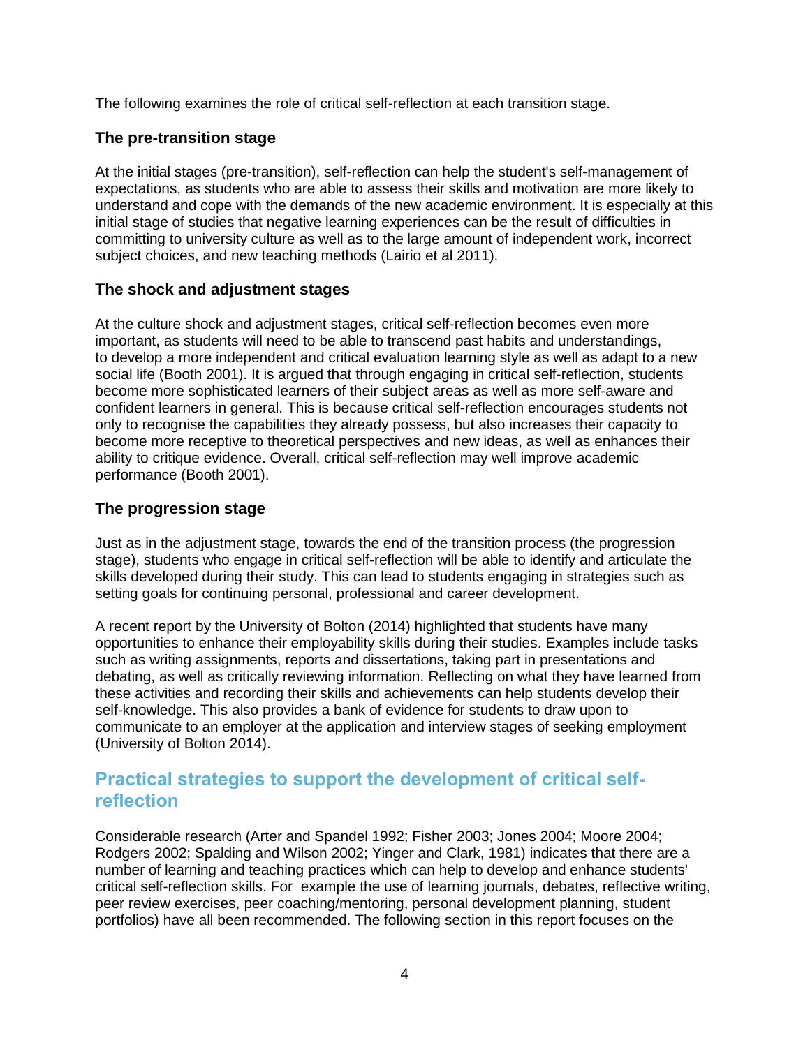The following examines the role of critical self-reflection at each transition stage.

### The pre-transition stage

At the initial stages (pre-transition), self-reflection can help the student's self-management of expectations, as students who are able to assess their skills and motivation are more likely to understand and cope with the demands of the new academic environment. It is especially at this initial stage of studies that negative learning experiences can be the result of difficulties in committing to university culture as well as to the large amount of independent work, incorrect subject choices, and new teaching methods (Lairio et al 2011).

### The shock and adjustment stages

At the culture shock and adjustment stages, critical self-reflection becomes even more important, as students will need to be able to transcend past habits and understandings, to develop a more independent and critical evaluation learning style as well as adapt to a new social life (Booth 2001). It is argued that through engaging in critical self-reflection, students become more sophisticated learners of their subject areas as well as more self-aware and confident learners in general. This is because critical self-reflection encourages students not only to recognise the capabilities they already possess, but also increases their capacity to become more receptive to theoretical perspectives and new ideas, as well as enhances their ability to critique evidence. Overall, critical self-reflection may well improve academic performance (Booth 2001).

### The progression stage

Just as in the adjustment stage, towards the end of the transition process (the progression stage), students who engage in critical self-reflection will be able to identify and articulate the skills developed during their study. This can lead to students engaging in strategies such as setting goals for continuing personal, professional and career development.

A recent report by the University of Bolton (2014) highlighted that students have many opportunities to enhance their employability skills during their studies. Examples include tasks such as writing assignments, reports and dissertations, taking part in presentations and debating, as well as critically reviewing information. Reflecting on what they have learned from these activities and recording their skills and achievements can help students develop their self-knowledge. This also provides a bank of evidence for students to draw upon to communicate to an employer at the application and interview stages of seeking employment (University of Bolton 2014).

## Practical strategies to support the development of critical self-reflection

Considerable research (Arter and Spandel 1992; Fisher 2003; Jones 2004; Moore 2004; Rodgers 2002; Spalding and Wilson 2002; Yinger and Clark, 1981) indicates that there are a number of learning and teaching practices which can help to develop and enhance students' critical self-reflection skills. For example the use of learning journals, debates, reflective writing, peer review exercises, peer coaching/mentoring, personal development planning, student portfolios) have all been recommended. The following section in this report focuses on the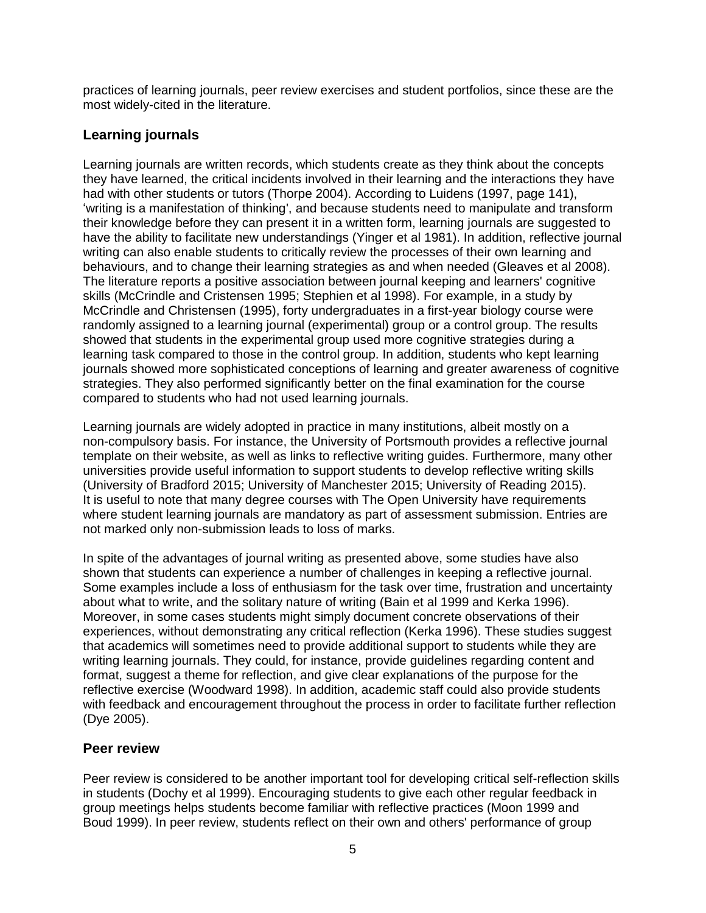practices of learning journals, peer review exercises and student portfolios, since these are the most widely-cited in the literature.

## Learning journals

Learning journals are written records, which students create as they think about the concepts they have learned, the critical incidents involved in their learning and the interactions they have had with other students or tutors (Thorpe 2004). According to Luidens (1997, page 141), 'writing is a manifestation of thinking', and because students need to manipulate and transform their knowledge before they can present it in a written form, learning journals are suggested to have the ability to facilitate new understandings (Yinger et al 1981). In addition, reflective journal writing can also enable students to critically review the processes of their own learning and behaviours, and to change their learning strategies as and when needed (Gleaves et al 2008). The literature reports a positive association between journal keeping and learners' cognitive skills (McCrindle and Cristensen 1995; Stephien et al 1998). For example, in a study by McCrindle and Christensen (1995), forty undergraduates in a first-year biology course were randomly assigned to a learning journal (experimental) group or a control group. The results showed that students in the experimental group used more cognitive strategies during a learning task compared to those in the control group. In addition, students who kept learning journals showed more sophisticated conceptions of learning and greater awareness of cognitive strategies. They also performed significantly better on the final examination for the course compared to students who had not used learning journals.

Learning journals are widely adopted in practice in many institutions, albeit mostly on a non-compulsory basis. For instance, the University of Portsmouth provides a reflective journal template on their website, as well as links to reflective writing guides. Furthermore, many other universities provide useful information to support students to develop reflective writing skills (University of Bradford 2015; University of Manchester 2015; University of Reading 2015). It is useful to note that many degree courses with The Open University have requirements where student learning journals are mandatory as part of assessment submission. Entries are not marked only non-submission leads to loss of marks.

In spite of the advantages of journal writing as presented above, some studies have also shown that students can experience a number of challenges in keeping a reflective journal. Some examples include a loss of enthusiasm for the task over time, frustration and uncertainty about what to write, and the solitary nature of writing (Bain et al 1999 and Kerka 1996). Moreover, in some cases students might simply document concrete observations of their experiences, without demonstrating any critical reflection (Kerka 1996). These studies suggest that academics will sometimes need to provide additional support to students while they are writing learning journals. They could, for instance, provide guidelines regarding content and format, suggest a theme for reflection, and give clear explanations of the purpose for the reflective exercise (Woodward 1998). In addition, academic staff could also provide students with feedback and encouragement throughout the process in order to facilitate further reflection (Dye 2005).

## Peer review

Peer review is considered to be another important tool for developing critical self-reflection skills in students (Dochy et al 1999). Encouraging students to give each other regular feedback in group meetings helps students become familiar with reflective practices (Moon 1999 and Boud 1999). In peer review, students reflect on their own and others' performance of group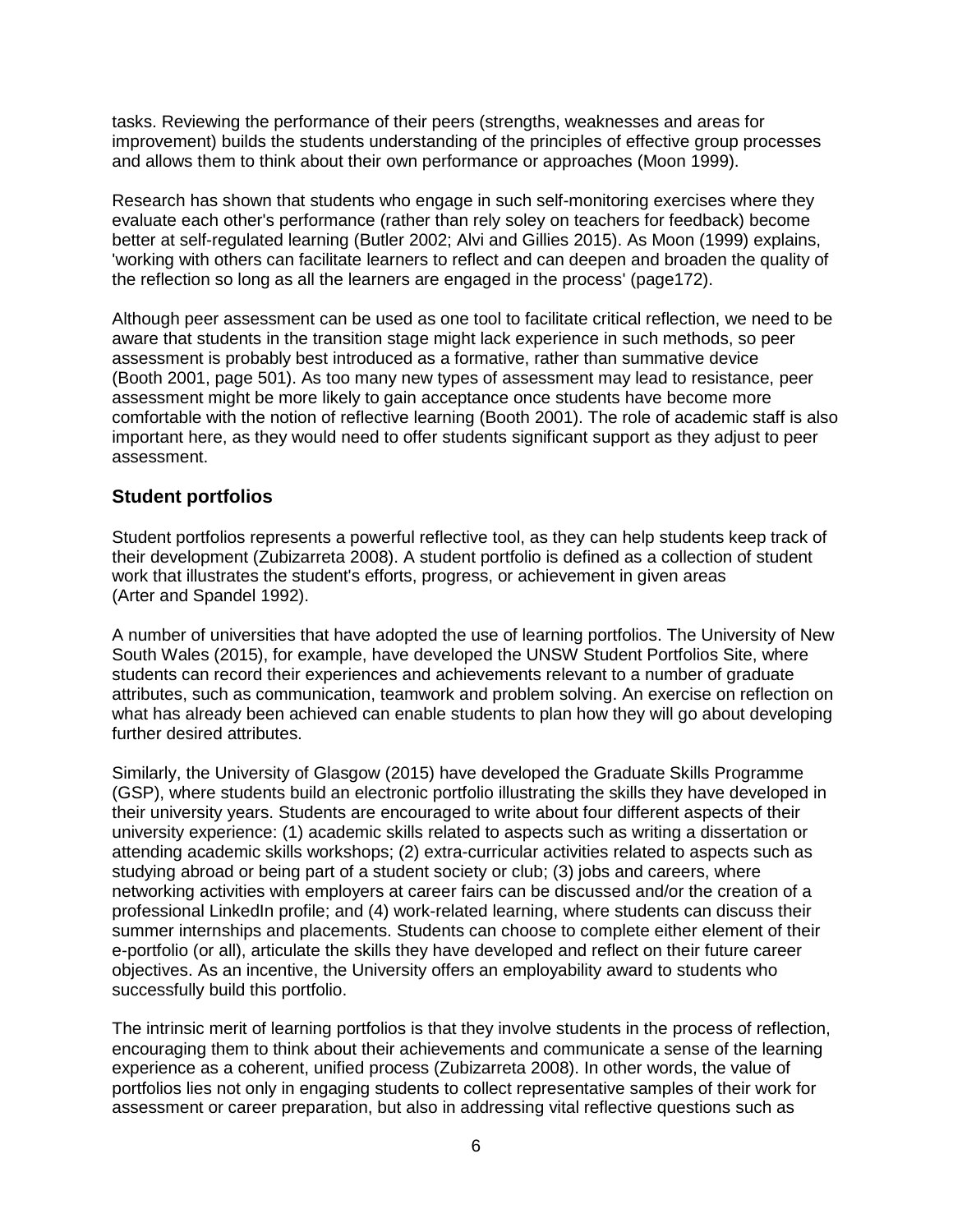tasks. Reviewing the performance of their peers (strengths, weaknesses and areas for improvement) builds the students understanding of the principles of effective group processes and allows them to think about their own performance or approaches (Moon 1999).

Research has shown that students who engage in such self-monitoring exercises where they evaluate each other's performance (rather than rely soley on teachers for feedback) become better at self-regulated learning (Butler 2002; Alvi and Gillies 2015). As Moon (1999) explains, 'working with others can facilitate learners to reflect and can deepen and broaden the quality of the reflection so long as all the learners are engaged in the process' (page172).

Although peer assessment can be used as one tool to facilitate critical reflection, we need to be aware that students in the transition stage might lack experience in such methods, so peer assessment is probably best introduced as a formative, rather than summative device (Booth 2001, page 501). As too many new types of assessment may lead to resistance, peer assessment might be more likely to gain acceptance once students have become more comfortable with the notion of reflective learning (Booth 2001). The role of academic staff is also important here, as they would need to offer students significant support as they adjust to peer assessment.

### Student portfolios

Student portfolios represents a powerful reflective tool, as they can help students keep track of their development (Zubizarreta 2008). A student portfolio is defined as a collection of student work that illustrates the student's efforts, progress, or achievement in given areas (Arter and Spandel 1992).

A number of universities that have adopted the use of learning portfolios. The University of New South Wales (2015), for example, have developed the UNSW Student Portfolios Site, where students can record their experiences and achievements relevant to a number of graduate attributes, such as communication, teamwork and problem solving. An exercise on reflection on what has already been achieved can enable students to plan how they will go about developing further desired attributes.

Similarly, the University of Glasgow (2015) have developed the Graduate Skills Programme (GSP), where students build an electronic portfolio illustrating the skills they have developed in their university years. Students are encouraged to write about four different aspects of their university experience: (1) academic skills related to aspects such as writing a dissertation or attending academic skills workshops; (2) extra-curricular activities related to aspects such as studying abroad or being part of a student society or club; (3) jobs and careers, where networking activities with employers at career fairs can be discussed and/or the creation of a professional LinkedIn profile; and (4) work-related learning, where students can discuss their summer internships and placements. Students can choose to complete either element of their e-portfolio (or all), articulate the skills they have developed and reflect on their future career objectives. As an incentive, the University offers an employability award to students who successfully build this portfolio.

The intrinsic merit of learning portfolios is that they involve students in the process of reflection, encouraging them to think about their achievements and communicate a sense of the learning experience as a coherent, unified process (Zubizarreta 2008). In other words, the value of portfolios lies not only in engaging students to collect representative samples of their work for assessment or career preparation, but also in addressing vital reflective questions such as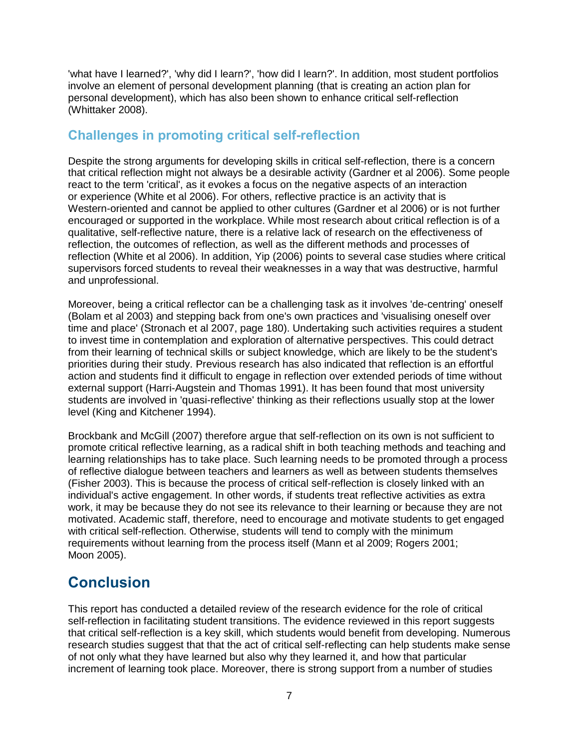'what have I learned?', 'why did I learn?', 'how did I learn?'. In addition, most student portfolios involve an element of personal development planning (that is creating an action plan for personal development), which has also been shown to enhance critical self-reflection (Whittaker 2008).

### Challenges in promoting critical self-reflection

Despite the strong arguments for developing skills in critical self-reflection, there is a concern that critical reflection might not always be a desirable activity (Gardner et al 2006). Some people react to the term 'critical', as it evokes a focus on the negative aspects of an interaction or experience (White et al 2006). For others, reflective practice is an activity that is Western-oriented and cannot be applied to other cultures (Gardner et al 2006) or is not further encouraged or supported in the workplace. While most research about critical reflection is of a qualitative, self-reflective nature, there is a relative lack of research on the effectiveness of reflection, the outcomes of reflection, as well as the different methods and processes of reflection (White et al 2006). In addition, Yip (2006) points to several case studies where critical supervisors forced students to reveal their weaknesses in a way that was destructive, harmful and unprofessional.

Moreover, being a critical reflector can be a challenging task as it involves 'de-centring' oneself (Bolam et al 2003) and stepping back from one's own practices and 'visualising oneself over time and place' (Stronach et al 2007, page 180). Undertaking such activities requires a student to invest time in contemplation and exploration of alternative perspectives. This could detract from their learning of technical skills or subject knowledge, which are likely to be the student's priorities during their study. Previous research has also indicated that reflection is an effortful action and students find it difficult to engage in reflection over extended periods of time without external support (Harri-Augstein and Thomas 1991). It has been found that most university students are involved in 'quasi-reflective' thinking as their reflections usually stop at the lower level (King and Kitchener 1994).

Brockbank and McGill (2007) therefore argue that self-reflection on its own is not sufficient to promote critical reflective learning, as a radical shift in both teaching methods and teaching and learning relationships has to take place. Such learning needs to be promoted through a process of reflective dialogue between teachers and learners as well as between students themselves (Fisher 2003). This is because the process of critical self-reflection is closely linked with an individual's active engagement. In other words, if students treat reflective activities as extra work, it may be because they do not see its relevance to their learning or because they are not motivated. Academic staff, therefore, need to encourage and motivate students to get engaged with critical self-reflection. Otherwise, students will tend to comply with the minimum requirements without learning from the process itself (Mann et al 2009; Rogers 2001; Moon 2005).

## Conclusion

This report has conducted a detailed review of the research evidence for the role of critical self-reflection in facilitating student transitions. The evidence reviewed in this report suggests that critical self-reflection is a key skill, which students would benefit from developing. Numerous research studies suggest that that the act of critical self-reflecting can help students make sense of not only what they have learned but also why they learned it, and how that particular increment of learning took place. Moreover, there is strong support from a number of studies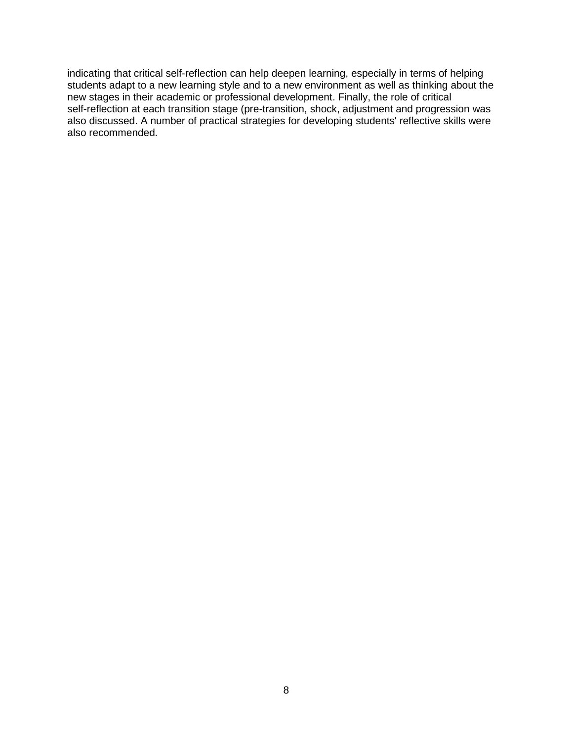indicating that critical self-reflection can help deepen learning, especially in terms of helping students adapt to a new learning style and to a new environment as well as thinking about the new stages in their academic or professional development. Finally, the role of critical self-reflection at each transition stage (pre-transition, shock, adjustment and progression was also discussed. A number of practical strategies for developing students' reflective skills were also recommended.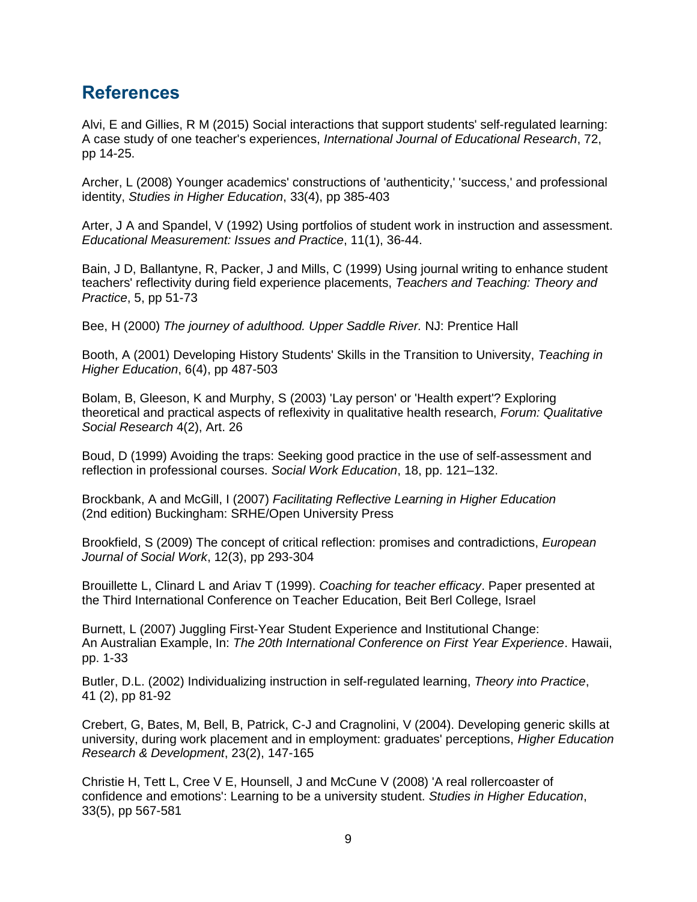## References

Alvi, E and Gillies, R M (2015) Social interactions that support students' self-regulated learning: A case study of one teacher's experiences, *International Journal of Educational Research*, 72, pp 14-25.

Archer, L (2008) Younger academics' constructions of 'authenticity,' 'success,' and professional identity, *Studies in Higher Education*, 33(4), pp 385-403

Arter, J A and Spandel, V (1992) Using portfolios of student work in instruction and assessment. *Educational Measurement: Issues and Practice*, 11(1), 36-44.

Bain, J D, Ballantyne, R, Packer, J and Mills, C (1999) Using journal writing to enhance student teachers' reflectivity during field experience placements, *Teachers and Teaching: Theory and Practice*, 5, pp 51-73

Bee, H (2000) *The journey of adulthood. Upper Saddle River.* NJ: Prentice Hall

Booth, A (2001) Developing History Students' Skills in the Transition to University, *Teaching in Higher Education*, 6(4), pp 487-503

Bolam, B, Gleeson, K and Murphy, S (2003) 'Lay person' or 'Health expert'? Exploring theoretical and practical aspects of reflexivity in qualitative health research, *Forum: Qualitative Social Research* 4(2), Art. 26

Boud, D (1999) Avoiding the traps: Seeking good practice in the use of self-assessment and reflection in professional courses. *Social Work Education*, 18, pp. 121–132.

Brockbank, A and McGill, I (2007) *Facilitating Reflective Learning in Higher Education* (2nd edition) Buckingham: SRHE/Open University Press

Brookfield, S (2009) The concept of critical reflection: promises and contradictions, *European Journal of Social Work*, 12(3), pp 293-304

Brouillette L, Clinard L and Ariav T (1999). *Coaching for teacher efficacy*. Paper presented at the Third International Conference on Teacher Education, Beit Berl College, Israel

Burnett, L (2007) Juggling First-Year Student Experience and Institutional Change: An Australian Example, In: *The 20th International Conference on First Year Experience*. Hawaii, pp. 1-33

Butler, D.L. (2002) Individualizing instruction in self-regulated learning, *Theory into Practice*, 41 (2), pp 81-92

Crebert, G, Bates, M, Bell, B, Patrick, C-J and Cragnolini, V (2004). Developing generic skills at university, during work placement and in employment: graduates' perceptions, *Higher Education Research & Development*, 23(2), 147-165

Christie H, Tett L, Cree V E, Hounsell, J and McCune V (2008) 'A real rollercoaster of confidence and emotions': Learning to be a university student. *Studies in Higher Education*, 33(5), pp 567-581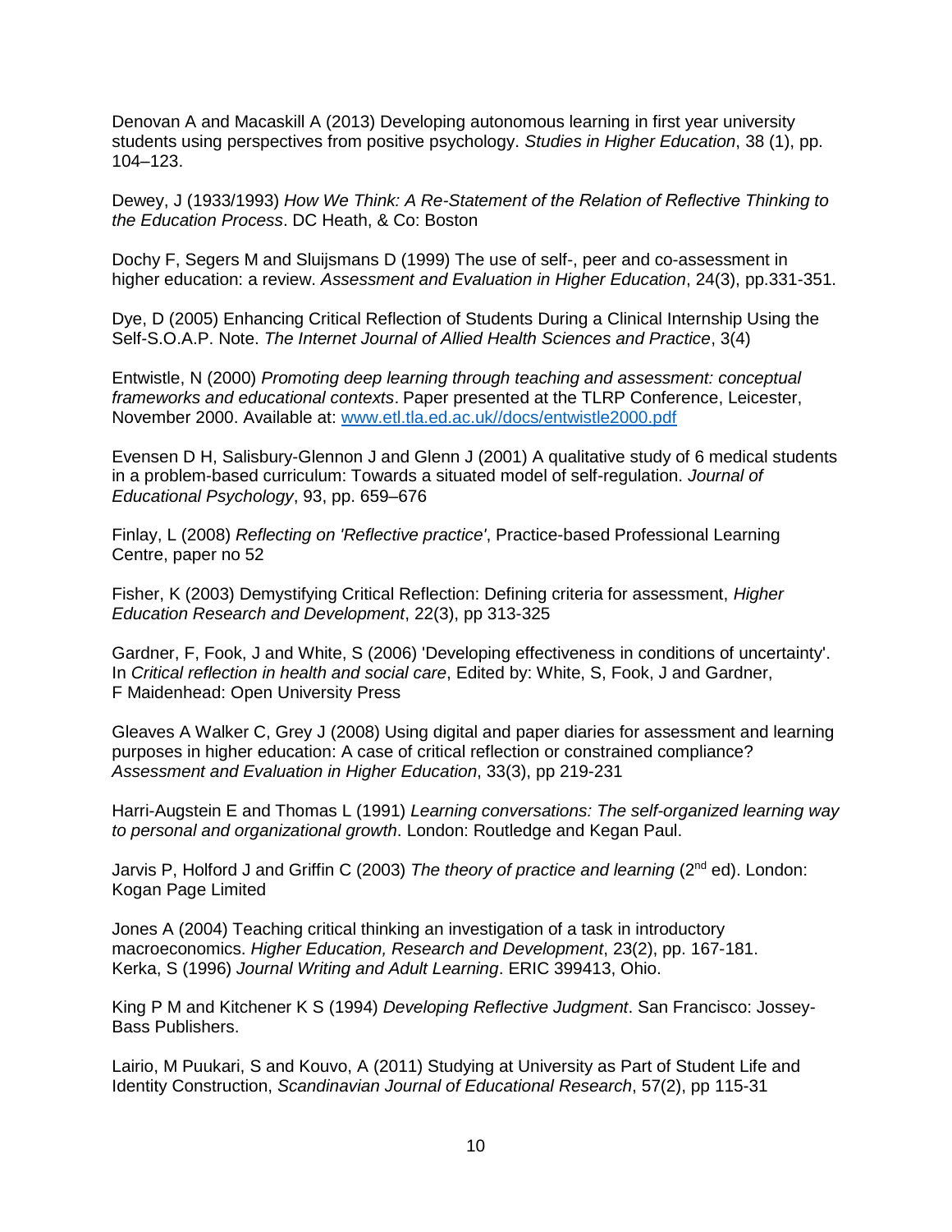Denovan A and Macaskill A (2013) Developing autonomous learning in first year university students using perspectives from positive psychology. *Studies in Higher Education*, 38 (1), pp. 104–123.

Dewey, J (1933/1993) *How We Think: A Re-Statement of the Relation of Reflective Thinking to the Education Process*. DC Heath, & Co: Boston

Dochy F, Segers M and Sluijsmans D (1999) The use of self-, peer and co-assessment in higher education: a review. *Assessment and Evaluation in Higher Education*, 24(3), pp.331-351.

Dye, D (2005) Enhancing Critical Reflection of Students During a Clinical Internship Using the Self-S.O.A.P. Note. *The Internet Journal of Allied Health Sciences and Practice*, 3(4)

Entwistle, N (2000) *Promoting deep learning through teaching and assessment: conceptual frameworks and educational contexts*. Paper presented at the TLRP Conference, Leicester, November 2000. Available at: [www.etl.tla.ed.ac.uk//docs/entwistle2000.pdf](www.etl.tla.ed.ac.uk//docs/entwistle2000.pdf)

Evensen D H, Salisbury-Glennon J and Glenn J (2001) A qualitative study of 6 medical students in a problem-based curriculum: Towards a situated model of self-regulation. *Journal of Educational Psychology*, 93, pp. 659–676

Finlay, L (2008) *Reflecting on 'Reflective practice'*, Practice-based Professional Learning Centre, paper no 52

Fisher, K (2003) Demystifying Critical Reflection: Defining criteria for assessment, *Higher Education Research and Development*, 22(3), pp 313-325

Gardner, F, Fook, J and White, S (2006) 'Developing effectiveness in conditions of uncertainty'. In *Critical reflection in health and social care*, Edited by: White, S, Fook, J and Gardner, F Maidenhead: Open University Press

Gleaves A Walker C, Grey J (2008) Using digital and paper diaries for assessment and learning purposes in higher education: A case of critical reflection or constrained compliance? *Assessment and Evaluation in Higher Education*, 33(3), pp 219-231

Harri-Augstein E and Thomas L (1991) *Learning conversations: The self-organized learning way to personal and organizational growth*. London: Routledge and Kegan Paul.

Jarvis P, Holford J and Griffin C (2003) *The theory of practice and learning* (2nd ed). London: Kogan Page Limited

Jones A (2004) Teaching critical thinking an investigation of a task in introductory macroeconomics. *Higher Education, Research and Development*, 23(2), pp. 167-181.
Kerka, S (1996) *Journal Writing and Adult Learning*. ERIC 399413, Ohio.

King P M and Kitchener K S (1994) *Developing Reflective Judgment*. San Francisco: Jossey-Bass Publishers.

Lairio, M Puukari, S and Kouvo, A (2011) Studying at University as Part of Student Life and Identity Construction, *Scandinavian Journal of Educational Research*, 57(2), pp 115-31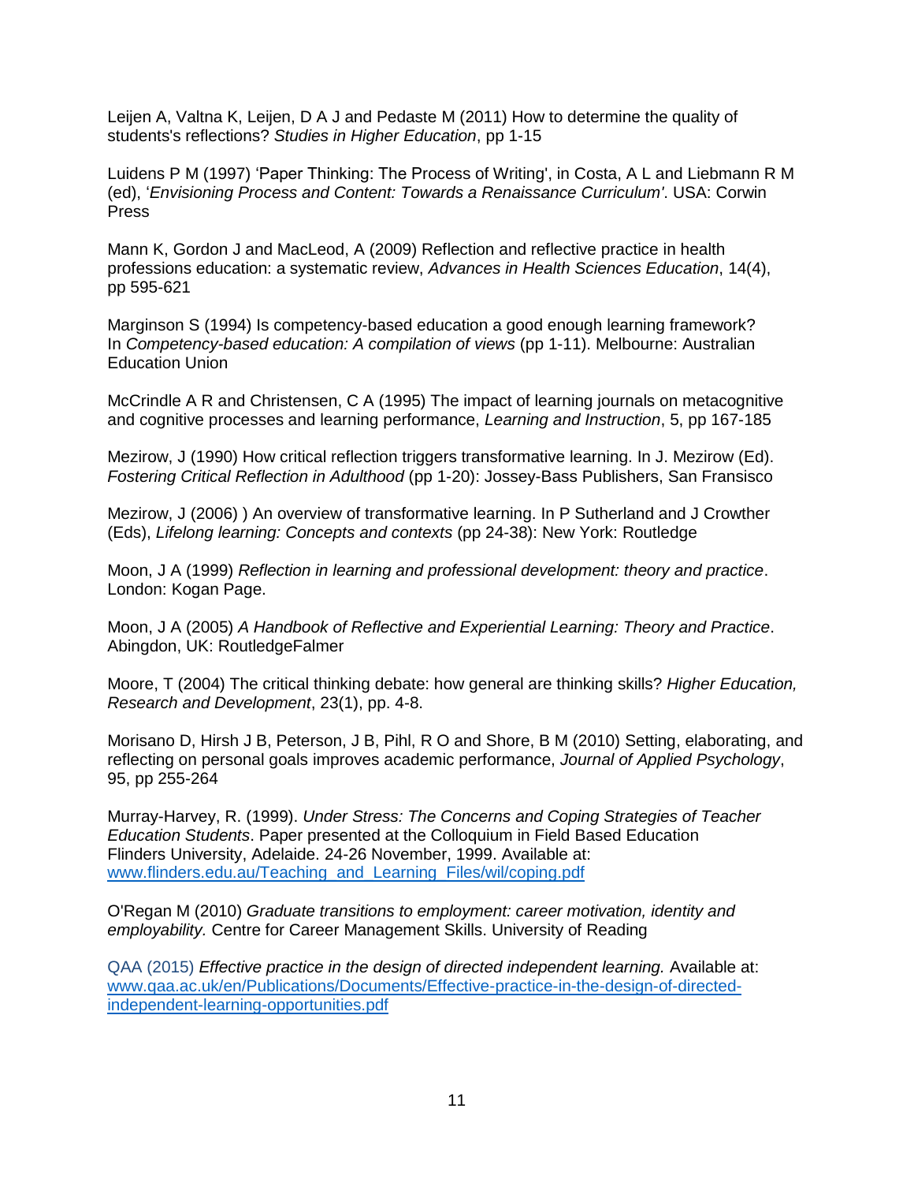Leijen A, Valtna K, Leijen, D A J and Pedaste M (2011) How to determine the quality of students's reflections? *Studies in Higher Education*, pp 1-15

Luidens P M (1997) 'Paper Thinking: The Process of Writing', in Costa, A L and Liebmann R M (ed), '*Envisioning Process and Content: Towards a Renaissance Curriculum'*. USA: Corwin Press

Mann K, Gordon J and MacLeod, A (2009) Reflection and reflective practice in health professions education: a systematic review, *Advances in Health Sciences Education*, 14(4), pp 595-621

Marginson S (1994) Is competency-based education a good enough learning framework? In *Competency-based education: A compilation of views* (pp 1-11). Melbourne: Australian Education Union

McCrindle A R and Christensen, C A (1995) The impact of learning journals on metacognitive and cognitive processes and learning performance, *Learning and Instruction*, 5, pp 167-185

Mezirow, J (1990) How critical reflection triggers transformative learning. In J. Mezirow (Ed). *Fostering Critical Reflection in Adulthood* (pp 1-20): Jossey-Bass Publishers, San Fransisco

Mezirow, J (2006) ) An overview of transformative learning. In P Sutherland and J Crowther (Eds), *Lifelong learning: Concepts and contexts* (pp 24-38): New York: Routledge

Moon, J A (1999) *Reflection in learning and professional development: theory and practice*. London: Kogan Page.

Moon, J A (2005) *A Handbook of Reflective and Experiential Learning: Theory and Practice*. Abingdon, UK: RoutledgeFalmer

Moore, T (2004) The critical thinking debate: how general are thinking skills? *Higher Education, Research and Development*, 23(1), pp. 4-8.

Morisano D, Hirsh J B, Peterson, J B, Pihl, R O and Shore, B M (2010) Setting, elaborating, and reflecting on personal goals improves academic performance, *Journal of Applied Psychology*, 95, pp 255-264

Murray-Harvey, R. (1999). *Under Stress: The Concerns and Coping Strategies of Teacher Education Students*. Paper presented at the Colloquium in Field Based Education Flinders University, Adelaide. 24-26 November, 1999. Available at: www.flinders.edu.au/Teaching_and_Learning_Files/wil/coping.pdf

O'Regan M (2010) *Graduate transitions to employment: career motivation, identity and employability.* Centre for Career Management Skills. University of Reading

QAA (2015) *Effective practice in the design of directed independent learning.* Available at: www.qaa.ac.uk/en/Publications/Documents/Effective-practice-in-the-design-of-directed-independent-learning-opportunities.pdf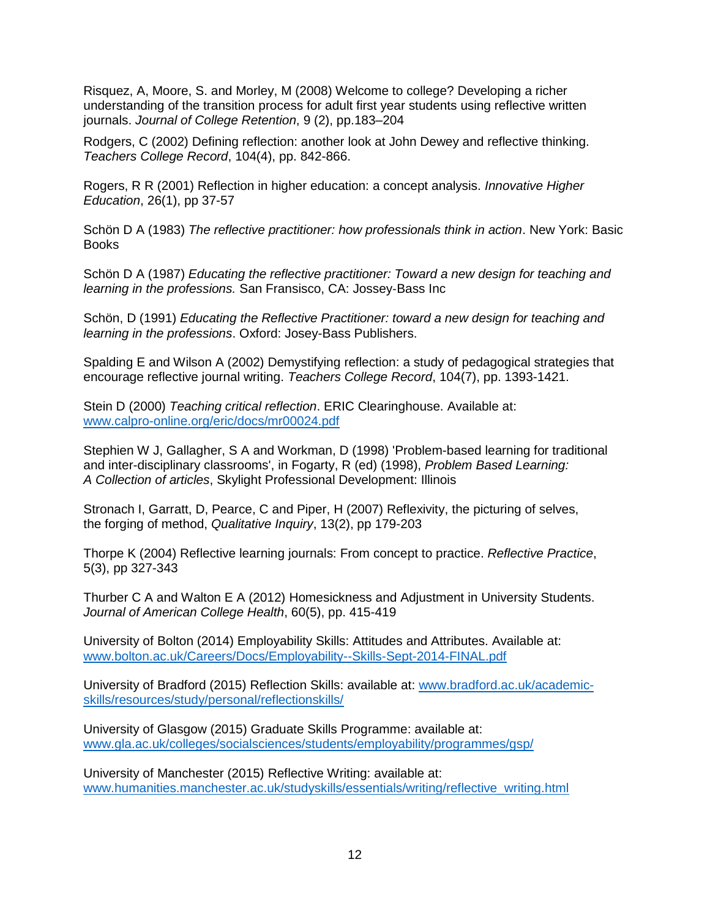Risquez, A, Moore, S. and Morley, M (2008) Welcome to college? Developing a richer understanding of the transition process for adult first year students using reflective written journals. *Journal of College Retention*, 9 (2), pp.183–204

Rodgers, C (2002) Defining reflection: another look at John Dewey and reflective thinking. *Teachers College Record*, 104(4), pp. 842-866.

Rogers, R R (2001) Reflection in higher education: a concept analysis. *Innovative Higher Education*, 26(1), pp 37-57

Schön D A (1983) *The reflective practitioner: how professionals think in action*. New York: Basic Books

Schön D A (1987) *Educating the reflective practitioner: Toward a new design for teaching and learning in the professions.* San Fransisco, CA: Jossey-Bass Inc

Schön, D (1991) *Educating the Reflective Practitioner: toward a new design for teaching and learning in the professions*. Oxford: Josey-Bass Publishers.

Spalding E and Wilson A (2002) Demystifying reflection: a study of pedagogical strategies that encourage reflective journal writing. *Teachers College Record*, 104(7), pp. 1393-1421.

Stein D (2000) *Teaching critical reflection*. ERIC Clearinghouse. Available at: [www.calpro-online.org/eric/docs/mr00024.pdf](www.calpro-online.org/eric/docs/mr00024.pdf)

Stephien W J, Gallagher, S A and Workman, D (1998) 'Problem-based learning for traditional and inter-disciplinary classrooms', in Fogarty, R (ed) (1998), *Problem Based Learning: A Collection of articles*, Skylight Professional Development: Illinois

Stronach I, Garratt, D, Pearce, C and Piper, H (2007) Reflexivity, the picturing of selves, the forging of method, *Qualitative Inquiry*, 13(2), pp 179-203

Thorpe K (2004) Reflective learning journals: From concept to practice. *Reflective Practice*, 5(3), pp 327-343

Thurber C A and Walton E A (2012) Homesickness and Adjustment in University Students. *Journal of American College Health*, 60(5), pp. 415-419

University of Bolton (2014) Employability Skills: Attitudes and Attributes. Available at: [www.bolton.ac.uk/Careers/Docs/Employability--Skills-Sept-2014-FINAL.pdf](www.bolton.ac.uk/Careers/Docs/Employability--Skills-Sept-2014-FINAL.pdf)

University of Bradford (2015) Reflection Skills: available at: [www.bradford.ac.uk/academic-skills/resources/study/personal/reflectionskills/](www.bradford.ac.uk/academic-skills/resources/study/personal/reflectionskills/)

University of Glasgow (2015) Graduate Skills Programme: available at: [www.gla.ac.uk/colleges/socialsciences/students/employability/programmes/gsp/](www.gla.ac.uk/colleges/socialsciences/students/employability/programmes/gsp/)

University of Manchester (2015) Reflective Writing: available at: [www.humanities.manchester.ac.uk/studyskills/essentials/writing/reflective_writing.html](www.humanities.manchester.ac.uk/studyskills/essentials/writing/reflective_writing.html)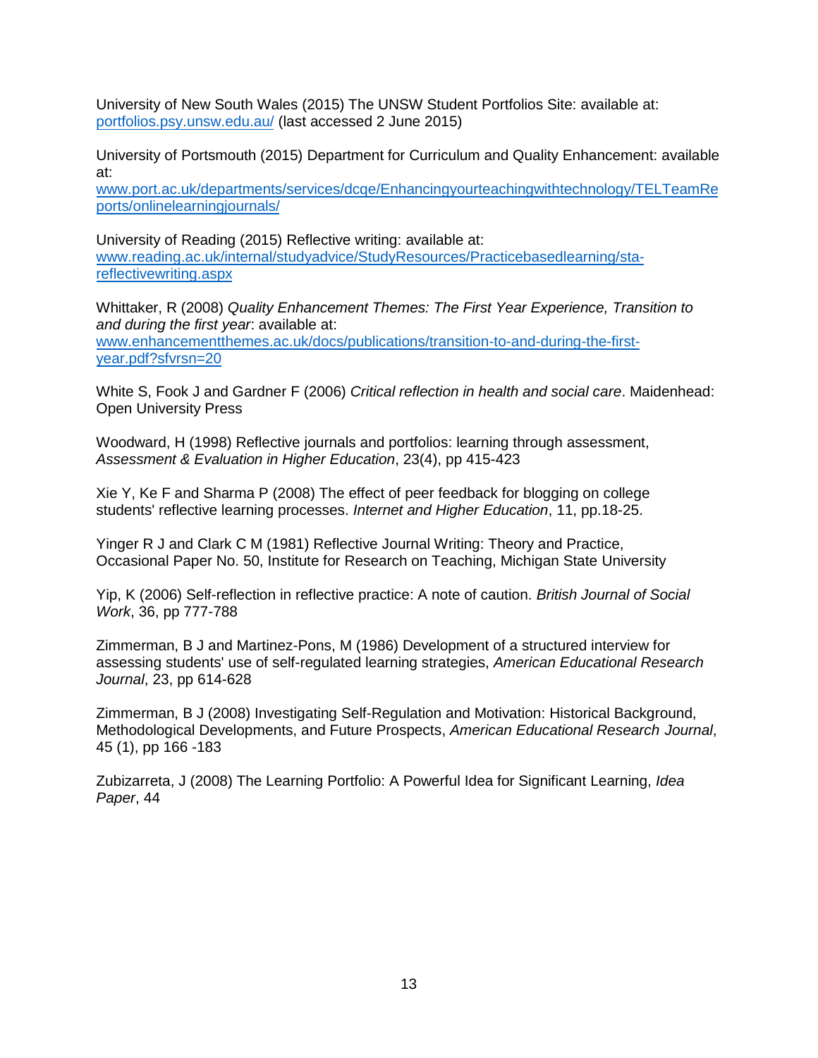University of New South Wales (2015) The UNSW Student Portfolios Site: available at: [portfolios.psy.unsw.edu.au/](portfolios.psy.unsw.edu.au/) (last accessed 2 June 2015)

University of Portsmouth (2015) Department for Curriculum and Quality Enhancement: available at: [www.port.ac.uk/departments/services/dcqe/Enhancingyourteachingwithtechnology/TELTeamReports/onlinelearningjournals/](www.port.ac.uk/departments/services/dcqe/Enhancingyourteachingwithtechnology/TELTeamReports/onlinelearningjournals/)

University of Reading (2015) Reflective writing: available at: [www.reading.ac.uk/internal/studyadvice/StudyResources/Practicebasedlearning/sta-reflectivewriting.aspx](www.reading.ac.uk/internal/studyadvice/StudyResources/Practicebasedlearning/sta-reflectivewriting.aspx)

Whittaker, R (2008) *Quality Enhancement Themes: The First Year Experience, Transition to and during the first year*: available at: [www.enhancementthemes.ac.uk/docs/publications/transition-to-and-during-the-first-year.pdf?sfvrsn=20](www.enhancementthemes.ac.uk/docs/publications/transition-to-and-during-the-first-year.pdf?sfvrsn=20)

White S, Fook J and Gardner F (2006) *Critical reflection in health and social care*. Maidenhead: Open University Press

Woodward, H (1998) Reflective journals and portfolios: learning through assessment, *Assessment & Evaluation in Higher Education*, 23(4), pp 415-423

Xie Y, Ke F and Sharma P (2008) The effect of peer feedback for blogging on college students' reflective learning processes. *Internet and Higher Education*, 11, pp.18-25.

Yinger R J and Clark C M (1981) Reflective Journal Writing: Theory and Practice, Occasional Paper No. 50, Institute for Research on Teaching, Michigan State University

Yip, K (2006) Self-reflection in reflective practice: A note of caution. *British Journal of Social Work*, 36, pp 777-788

Zimmerman, B J and Martinez-Pons, M (1986) Development of a structured interview for assessing students' use of self-regulated learning strategies, *American Educational Research Journal*, 23, pp 614-628

Zimmerman, B J (2008) Investigating Self-Regulation and Motivation: Historical Background, Methodological Developments, and Future Prospects, *American Educational Research Journal*, 45 (1), pp 166 -183

Zubizarreta, J (2008) The Learning Portfolio: A Powerful Idea for Significant Learning, *Idea Paper*, 44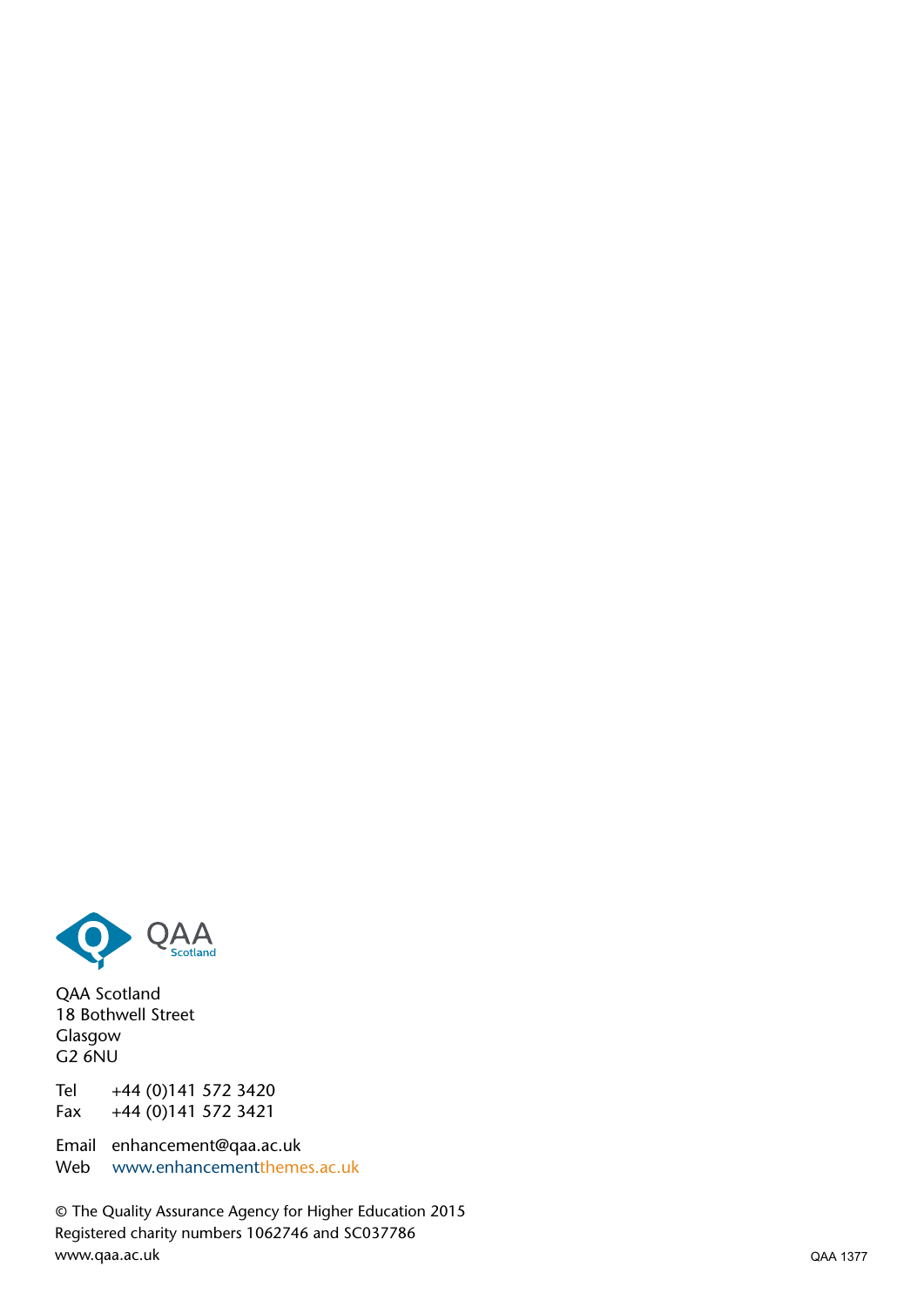QAA Scotland

QAA Scotland
18 Bothwell Street
Glasgow
G2 6NU

Tel +44 (0)141 572 3420
Fax +44 (0)141 572 3421

Email enhancement@qaa.ac.uk
Web www.enhancementthemes.ac.uk

© The Quality Assurance Agency for Higher Education 2015
Registered charity numbers 1062746 and SC037786
www.qaa.ac.uk

QAA 1377